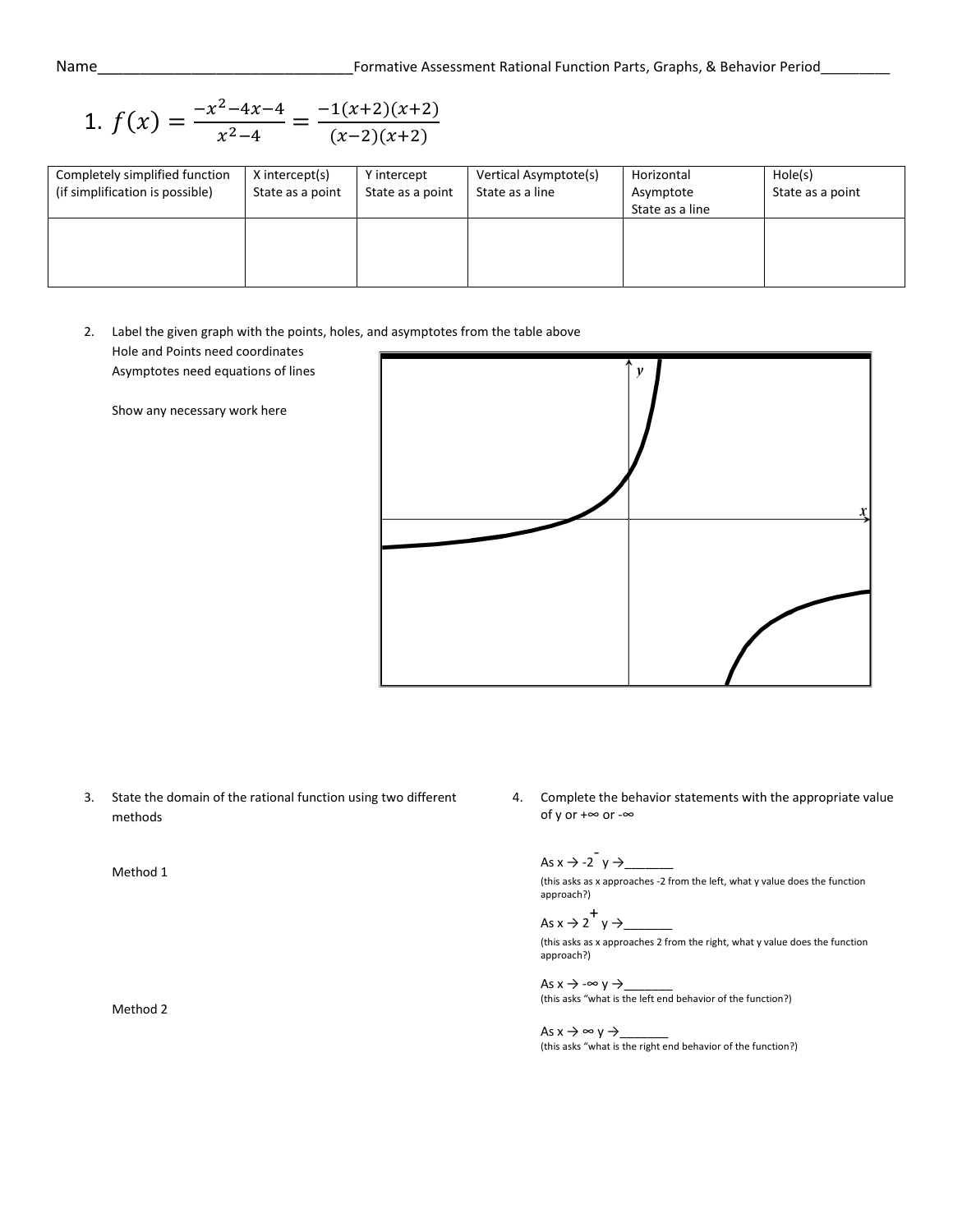Name_______________________________Formative Assessment Rational Function Parts, Graphs, & Behavior Period________

1. $f(x) = \frac{-x^2-4x-4}{x^2-4} = \frac{-1(x+2)(x+2)}{(x-2)(x+2)}$

| Completely simplified function (if simplification is possible) | X intercept(s) State as a point | Y intercept State as a point | Vertical Asymptote(s) State as a line | Horizontal Asymptote State as a line | Hole(s) State as a point |
|---|---|---|---|---|---|
| | | | | | |

2. Label the given graph with the points, holes, and asymptotes from the table above
   Hole and Points need coordinates
   Asymptotes need equations of lines

   Show any necessary work here

y

x

3. State the domain of the rational function using two different methods

   Method 1

   Method 2

4. Complete the behavior statements with the appropriate value of y or +∞ or -∞

   As x → $-2^-$ y →_______
   (this asks as x approaches -2 from the left, what y value does the function approach?)

   As x → $2^+$ y →_______
   (this asks as x approaches 2 from the right, what y value does the function approach?)

   As x → -∞ y →_______
   (this asks "what is the left end behavior of the function?)

   As x → ∞ y →_______
   (this asks "what is the right end behavior of the function?)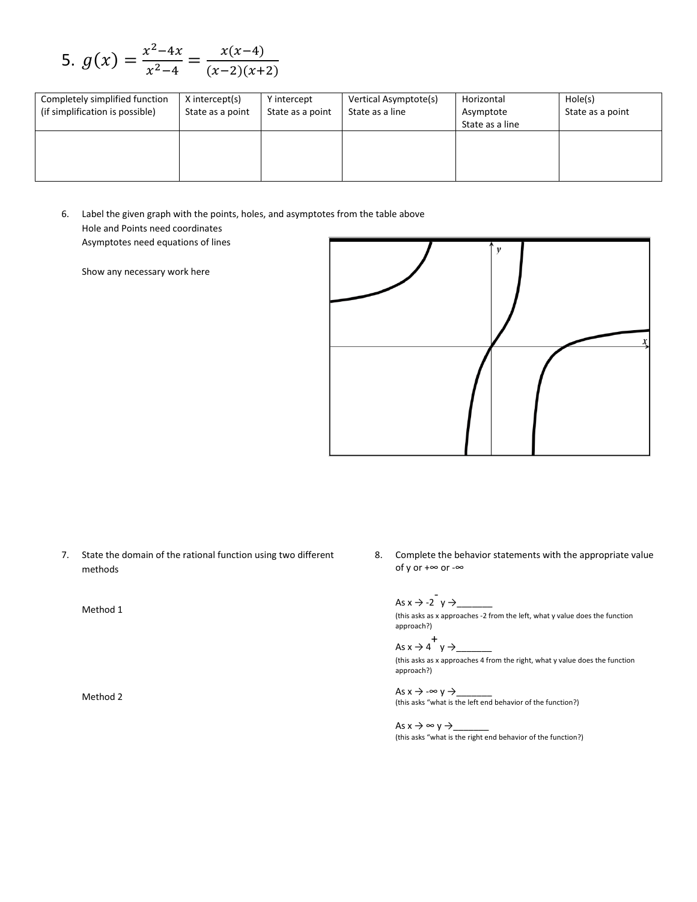5. $g(x) = \frac{x^2 - 4x}{x^2 - 4} = \frac{x(x-4)}{(x-2)(x+2)}$

| Completely simplified function (if simplification is possible) | X intercept(s) State as a point | Y intercept State as a point | Vertical Asymptote(s) State as a line | Horizontal Asymptote State as a line | Hole(s) State as a point |
|---|---|---|---|---|---|
| | | | | | |

6. Label the given graph with the points, holes, and asymptotes from the table above
   Hole and Points need coordinates
   Asymptotes need equations of lines

   Show any necessary work here

y

x

7. State the domain of the rational function using two different methods

   Method 1

   Method 2

8. Complete the behavior statements with the appropriate value of y or +∞ or -∞

   As $x \to -2^-$ $y \to$_______
   (this asks as x approaches -2 from the left, what y value does the function approach?)

   As $x \to 4^+$ $y \to$_______
   (this asks as x approaches 4 from the right, what y value does the function approach?)

   As $x \to -\infty$ $y \to$_______
   (this asks "what is the left end behavior of the function?)

   As $x \to \infty$ $y \to$_______
   (this asks "what is the right end behavior of the function?)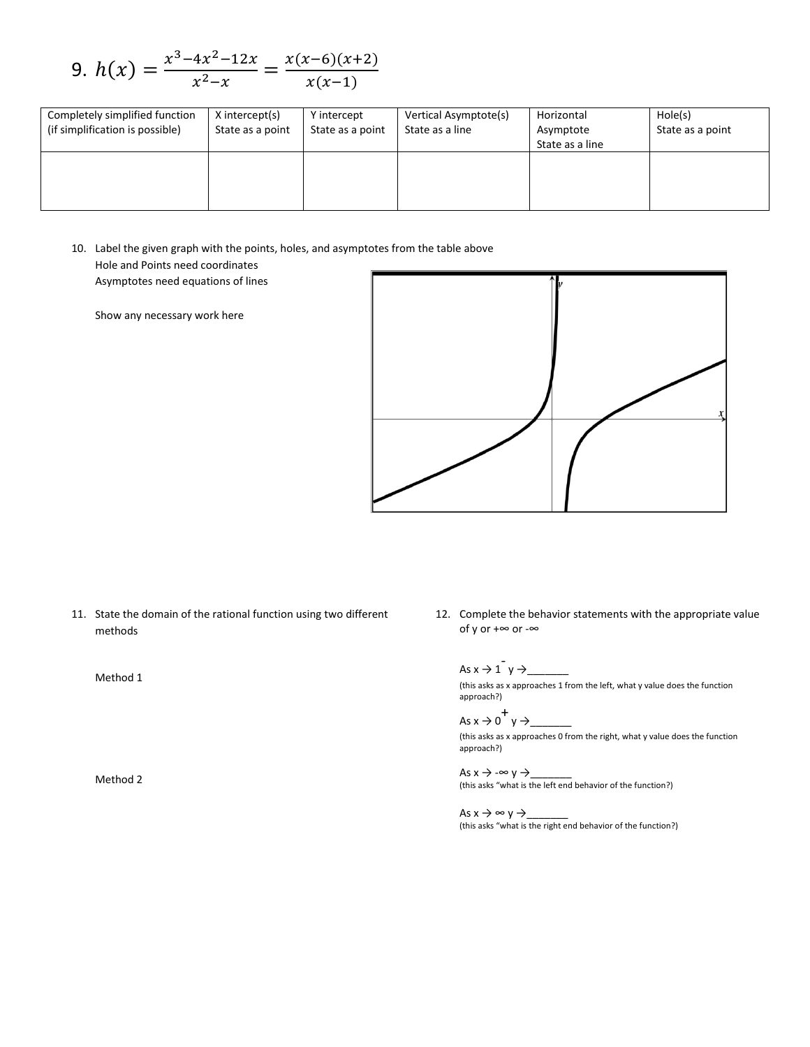9. $h(x) = \frac{x^3-4x^2-12x}{x^2-x} = \frac{x(x-6)(x+2)}{x(x-1)}$

| Completely simplified function (if simplification is possible) | X intercept(s) State as a point | Y intercept State as a point | Vertical Asymptote(s) State as a line | Horizontal Asymptote State as a line | Hole(s) State as a point |
|---|---|---|---|---|---|
| | | | | | |

10. Label the given graph with the points, holes, and asymptotes from the table above
    Hole and Points need coordinates
    Asymptotes need equations of lines

    Show any necessary work here

y

x

11. State the domain of the rational function using two different methods

    Method 1

    Method 2

12. Complete the behavior statements with the appropriate value of y or +∞ or -∞

    As $x \to 1^-$ $y \to$_______
    (this asks as x approaches 1 from the left, what y value does the function approach?)

    As $x \to 0^+$ $y \to$_______
    (this asks as x approaches 0 from the right, what y value does the function approach?)

    As $x \to -\infty$ $y \to$_______
    (this asks "what is the left end behavior of the function?)

    As $x \to \infty$ $y \to$_______
    (this asks "what is the right end behavior of the function?)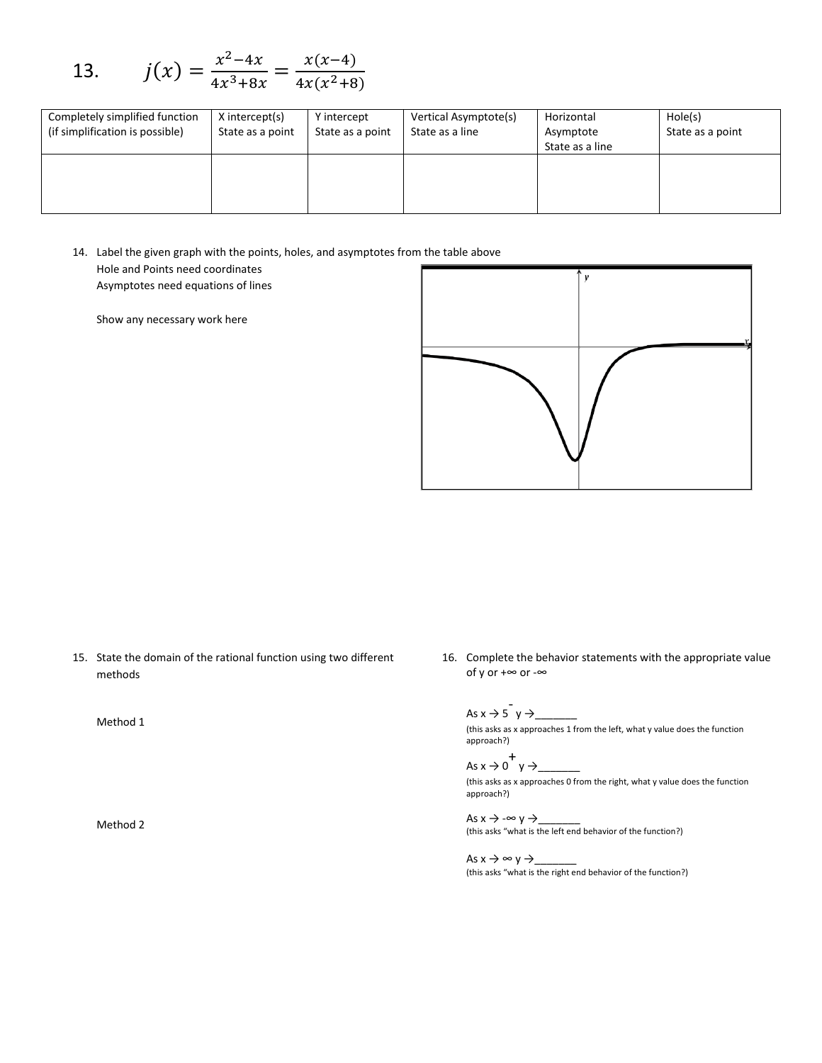13. $j(x) = \frac{x^2-4x}{4x^3+8x} = \frac{x(x-4)}{4x(x^2+8)}$

| Completely simplified function (if simplification is possible) | X intercept(s) State as a point | Y intercept State as a point | Vertical Asymptote(s) State as a line | Horizontal Asymptote State as a line | Hole(s) State as a point |
|---|---|---|---|---|---|
| | | | | | |

14. Label the given graph with the points, holes, and asymptotes from the table above
    Hole and Points need coordinates
    Asymptotes need equations of lines

    Show any necessary work here

y

x

15. State the domain of the rational function using two different methods

    Method 1

    Method 2

16. Complete the behavior statements with the appropriate value of y or +∞ or -∞

    As $x \to 5^-$ $y \to$_______
    (this asks as x approaches 1 from the left, what y value does the function approach?)

    As $x \to 0^+$ $y \to$_______
    (this asks as x approaches 0 from the right, what y value does the function approach?)

    As $x \to -\infty$ $y \to$_______
    (this asks "what is the left end behavior of the function?)

    As $x \to \infty$ $y \to$_______
    (this asks "what is the right end behavior of the function?)